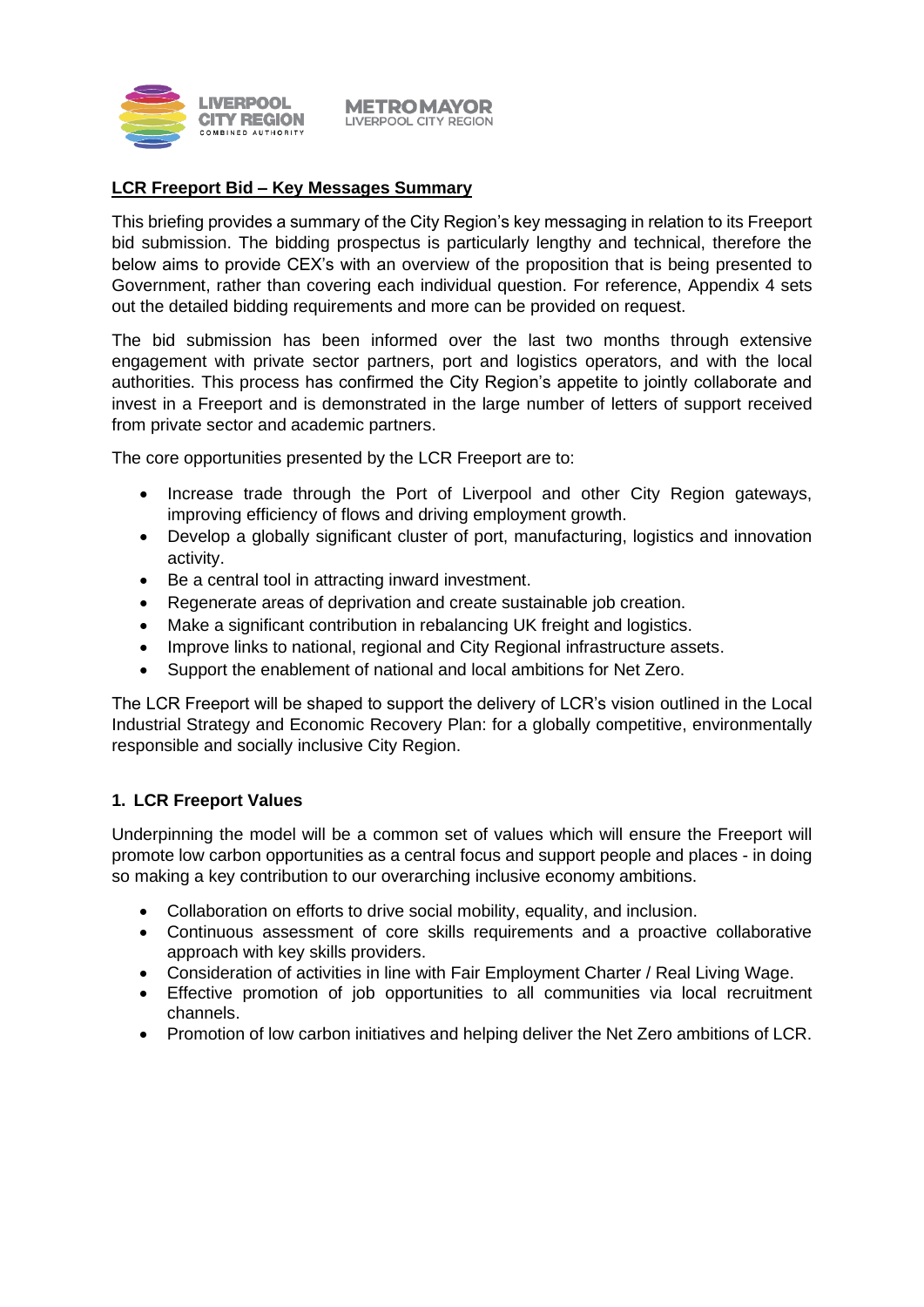**LCR Freeport Bid – Key Messages Summary**

This briefing provides a summary of the City Region's key messaging in relation to its Freeport bid submission. The bidding prospectus is particularly lengthy and technical, therefore the below aims to provide CEX's with an overview of the proposition that is being presented to Government, rather than covering each individual question. For reference, Appendix 4 sets out the detailed bidding requirements and more can be provided on request.

The bid submission has been informed over the last two months through extensive engagement with private sector partners, port and logistics operators, and with the local authorities. This process has confirmed the City Region's appetite to jointly collaborate and invest in a Freeport and is demonstrated in the large number of letters of support received from private sector and academic partners.

The core opportunities presented by the LCR Freeport are to:

- Increase trade through the Port of Liverpool and other City Region gateways, improving efficiency of flows and driving employment growth.
- Develop a globally significant cluster of port, manufacturing, logistics and innovation activity.
- Be a central tool in attracting inward investment.
- Regenerate areas of deprivation and create sustainable job creation.
- Make a significant contribution in rebalancing UK freight and logistics.
- Improve links to national, regional and City Regional infrastructure assets.
- Support the enablement of national and local ambitions for Net Zero.

The LCR Freeport will be shaped to support the delivery of LCR's vision outlined in the Local Industrial Strategy and Economic Recovery Plan: for a globally competitive, environmentally responsible and socially inclusive City Region.

## 1. LCR Freeport Values

Underpinning the model will be a common set of values which will ensure the Freeport will promote low carbon opportunities as a central focus and support people and places - in doing so making a key contribution to our overarching inclusive economy ambitions.

- Collaboration on efforts to drive social mobility, equality, and inclusion.
- Continuous assessment of core skills requirements and a proactive collaborative approach with key skills providers.
- Consideration of activities in line with Fair Employment Charter / Real Living Wage.
- Effective promotion of job opportunities to all communities via local recruitment channels.
- Promotion of low carbon initiatives and helping deliver the Net Zero ambitions of LCR.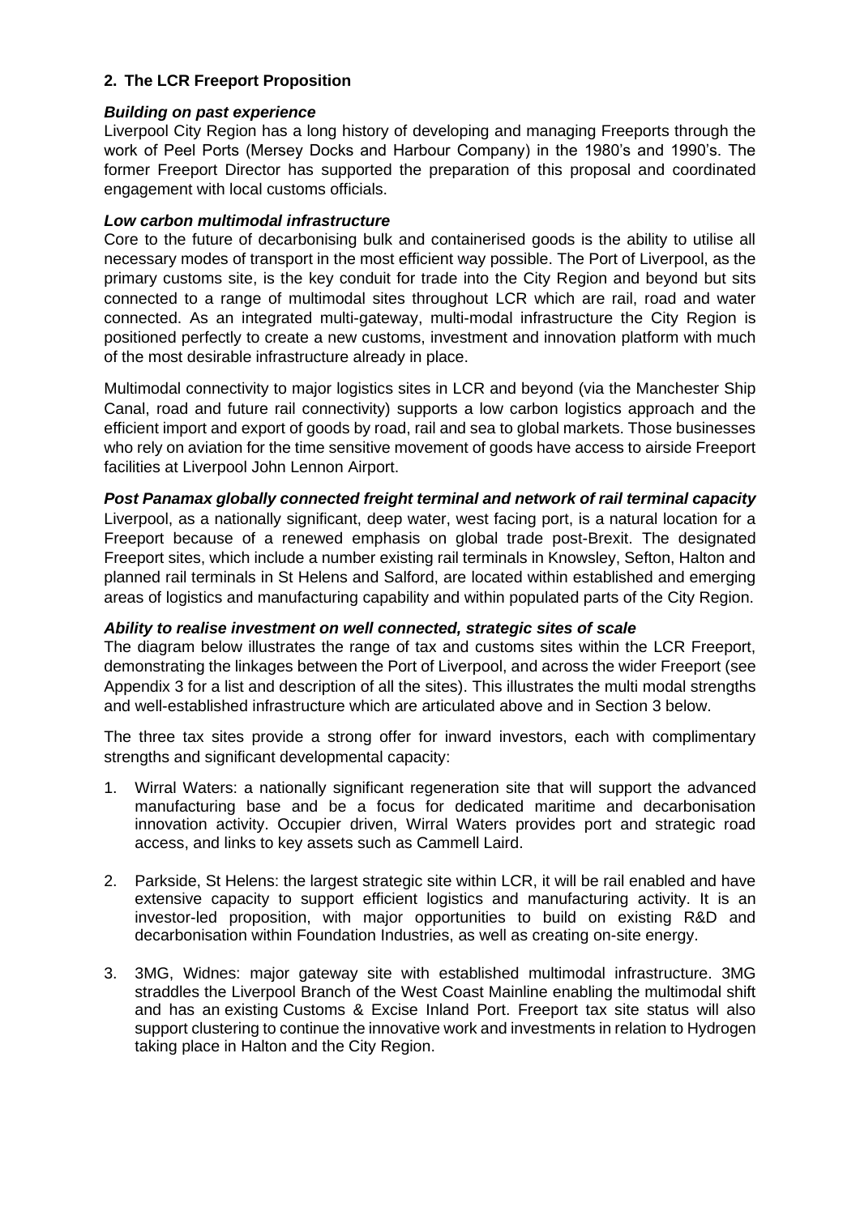## 2. The LCR Freeport Proposition

***Building on past experience***

Liverpool City Region has a long history of developing and managing Freeports through the work of Peel Ports (Mersey Docks and Harbour Company) in the 1980's and 1990's. The former Freeport Director has supported the preparation of this proposal and coordinated engagement with local customs officials.

***Low carbon multimodal infrastructure***

Core to the future of decarbonising bulk and containerised goods is the ability to utilise all necessary modes of transport in the most efficient way possible. The Port of Liverpool, as the primary customs site, is the key conduit for trade into the City Region and beyond but sits connected to a range of multimodal sites throughout LCR which are rail, road and water connected. As an integrated multi-gateway, multi-modal infrastructure the City Region is positioned perfectly to create a new customs, investment and innovation platform with much of the most desirable infrastructure already in place.

Multimodal connectivity to major logistics sites in LCR and beyond (via the Manchester Ship Canal, road and future rail connectivity) supports a low carbon logistics approach and the efficient import and export of goods by road, rail and sea to global markets. Those businesses who rely on aviation for the time sensitive movement of goods have access to airside Freeport facilities at Liverpool John Lennon Airport.

***Post Panamax globally connected freight terminal and network of rail terminal capacity***

Liverpool, as a nationally significant, deep water, west facing port, is a natural location for a Freeport because of a renewed emphasis on global trade post-Brexit. The designated Freeport sites, which include a number existing rail terminals in Knowsley, Sefton, Halton and planned rail terminals in St Helens and Salford, are located within established and emerging areas of logistics and manufacturing capability and within populated parts of the City Region.

***Ability to realise investment on well connected, strategic sites of scale***

The diagram below illustrates the range of tax and customs sites within the LCR Freeport, demonstrating the linkages between the Port of Liverpool, and across the wider Freeport (see Appendix 3 for a list and description of all the sites). This illustrates the multi modal strengths and well-established infrastructure which are articulated above and in Section 3 below.

The three tax sites provide a strong offer for inward investors, each with complimentary strengths and significant developmental capacity:

1. Wirral Waters: a nationally significant regeneration site that will support the advanced manufacturing base and be a focus for dedicated maritime and decarbonisation innovation activity. Occupier driven, Wirral Waters provides port and strategic road access, and links to key assets such as Cammell Laird.

2. Parkside, St Helens: the largest strategic site within LCR, it will be rail enabled and have extensive capacity to support efficient logistics and manufacturing activity. It is an investor-led proposition, with major opportunities to build on existing R&D and decarbonisation within Foundation Industries, as well as creating on-site energy.

3. 3MG, Widnes: major gateway site with established multimodal infrastructure. 3MG straddles the Liverpool Branch of the West Coast Mainline enabling the multimodal shift and has an existing Customs & Excise Inland Port. Freeport tax site status will also support clustering to continue the innovative work and investments in relation to Hydrogen taking place in Halton and the City Region.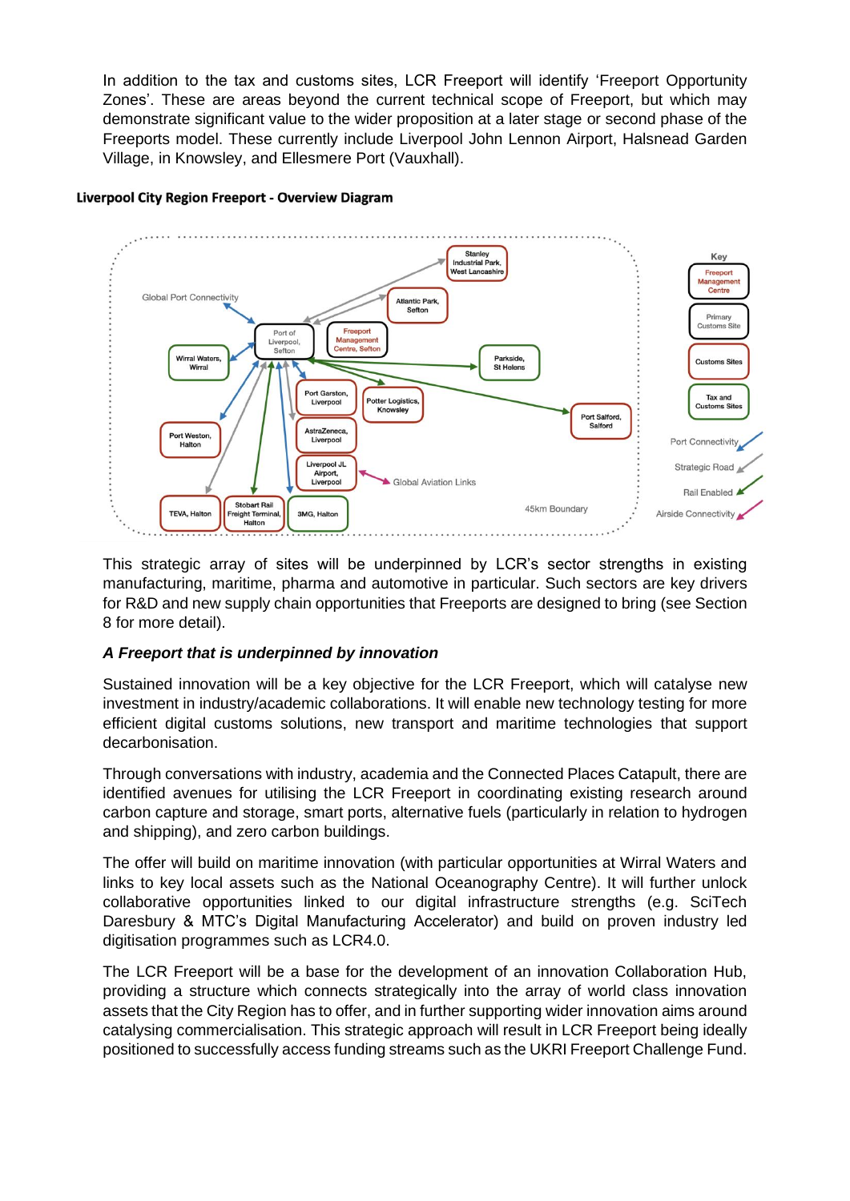In addition to the tax and customs sites, LCR Freeport will identify 'Freeport Opportunity Zones'. These are areas beyond the current technical scope of Freeport, but which may demonstrate significant value to the wider proposition at a later stage or second phase of the Freeports model. These currently include Liverpool John Lennon Airport, Halsnead Garden Village, in Knowsley, and Ellesmere Port (Vauxhall).

**Liverpool City Region Freeport - Overview Diagram**

This strategic array of sites will be underpinned by LCR's sector strengths in existing manufacturing, maritime, pharma and automotive in particular. Such sectors are key drivers for R&D and new supply chain opportunities that Freeports are designed to bring (see Section 8 for more detail).

### *A Freeport that is underpinned by innovation*

Sustained innovation will be a key objective for the LCR Freeport, which will catalyse new investment in industry/academic collaborations. It will enable new technology testing for more efficient digital customs solutions, new transport and maritime technologies that support decarbonisation.

Through conversations with industry, academia and the Connected Places Catapult, there are identified avenues for utilising the LCR Freeport in coordinating existing research around carbon capture and storage, smart ports, alternative fuels (particularly in relation to hydrogen and shipping), and zero carbon buildings.

The offer will build on maritime innovation (with particular opportunities at Wirral Waters and links to key local assets such as the National Oceanography Centre). It will further unlock collaborative opportunities linked to our digital infrastructure strengths (e.g. SciTech Daresbury & MTC's Digital Manufacturing Accelerator) and build on proven industry led digitisation programmes such as LCR4.0.

The LCR Freeport will be a base for the development of an innovation Collaboration Hub, providing a structure which connects strategically into the array of world class innovation assets that the City Region has to offer, and in further supporting wider innovation aims around catalysing commercialisation. This strategic approach will result in LCR Freeport being ideally positioned to successfully access funding streams such as the UKRI Freeport Challenge Fund.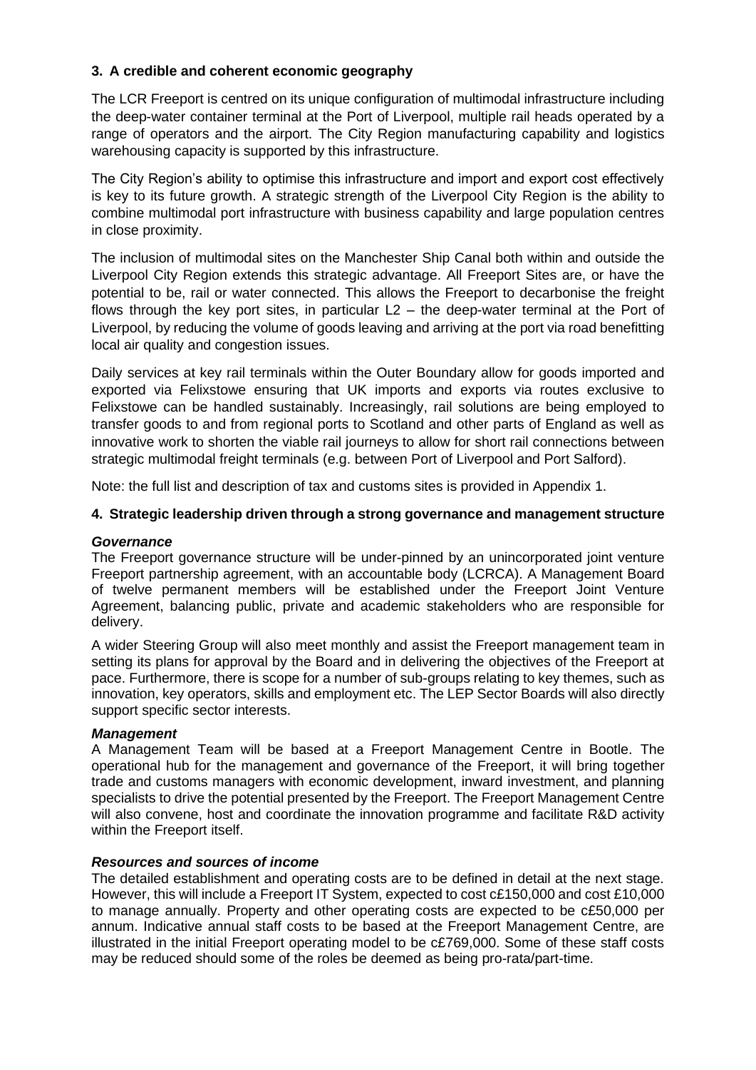### 3. A credible and coherent economic geography

The LCR Freeport is centred on its unique configuration of multimodal infrastructure including the deep-water container terminal at the Port of Liverpool, multiple rail heads operated by a range of operators and the airport. The City Region manufacturing capability and logistics warehousing capacity is supported by this infrastructure.

The City Region's ability to optimise this infrastructure and import and export cost effectively is key to its future growth. A strategic strength of the Liverpool City Region is the ability to combine multimodal port infrastructure with business capability and large population centres in close proximity.

The inclusion of multimodal sites on the Manchester Ship Canal both within and outside the Liverpool City Region extends this strategic advantage. All Freeport Sites are, or have the potential to be, rail or water connected. This allows the Freeport to decarbonise the freight flows through the key port sites, in particular L2 – the deep-water terminal at the Port of Liverpool, by reducing the volume of goods leaving and arriving at the port via road benefitting local air quality and congestion issues.

Daily services at key rail terminals within the Outer Boundary allow for goods imported and exported via Felixstowe ensuring that UK imports and exports via routes exclusive to Felixstowe can be handled sustainably. Increasingly, rail solutions are being employed to transfer goods to and from regional ports to Scotland and other parts of England as well as innovative work to shorten the viable rail journeys to allow for short rail connections between strategic multimodal freight terminals (e.g. between Port of Liverpool and Port Salford).

Note: the full list and description of tax and customs sites is provided in Appendix 1.

### 4. Strategic leadership driven through a strong governance and management structure

***Governance***

The Freeport governance structure will be under-pinned by an unincorporated joint venture Freeport partnership agreement, with an accountable body (LCRCA). A Management Board of twelve permanent members will be established under the Freeport Joint Venture Agreement, balancing public, private and academic stakeholders who are responsible for delivery.

A wider Steering Group will also meet monthly and assist the Freeport management team in setting its plans for approval by the Board and in delivering the objectives of the Freeport at pace. Furthermore, there is scope for a number of sub-groups relating to key themes, such as innovation, key operators, skills and employment etc. The LEP Sector Boards will also directly support specific sector interests.

***Management***

A Management Team will be based at a Freeport Management Centre in Bootle. The operational hub for the management and governance of the Freeport, it will bring together trade and customs managers with economic development, inward investment, and planning specialists to drive the potential presented by the Freeport. The Freeport Management Centre will also convene, host and coordinate the innovation programme and facilitate R&D activity within the Freeport itself.

***Resources and sources of income***

The detailed establishment and operating costs are to be defined in detail at the next stage. However, this will include a Freeport IT System, expected to cost c£150,000 and cost £10,000 to manage annually. Property and other operating costs are expected to be c£50,000 per annum. Indicative annual staff costs to be based at the Freeport Management Centre, are illustrated in the initial Freeport operating model to be c£769,000. Some of these staff costs may be reduced should some of the roles be deemed as being pro-rata/part-time.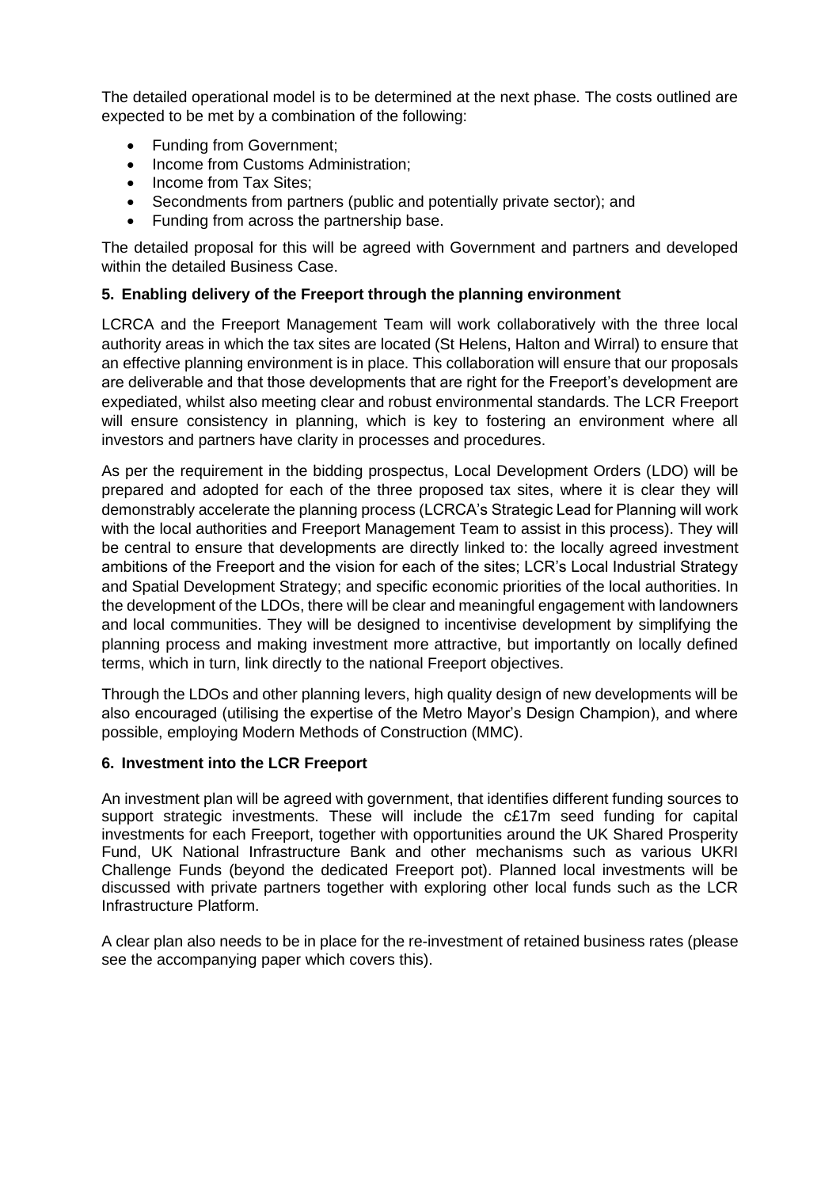The detailed operational model is to be determined at the next phase. The costs outlined are expected to be met by a combination of the following:

- Funding from Government;
- Income from Customs Administration;
- Income from Tax Sites;
- Secondments from partners (public and potentially private sector); and
- Funding from across the partnership base.

The detailed proposal for this will be agreed with Government and partners and developed within the detailed Business Case.

## 5. Enabling delivery of the Freeport through the planning environment

LCRCA and the Freeport Management Team will work collaboratively with the three local authority areas in which the tax sites are located (St Helens, Halton and Wirral) to ensure that an effective planning environment is in place. This collaboration will ensure that our proposals are deliverable and that those developments that are right for the Freeport's development are expediated, whilst also meeting clear and robust environmental standards. The LCR Freeport will ensure consistency in planning, which is key to fostering an environment where all investors and partners have clarity in processes and procedures.

As per the requirement in the bidding prospectus, Local Development Orders (LDO) will be prepared and adopted for each of the three proposed tax sites, where it is clear they will demonstrably accelerate the planning process (LCRCA's Strategic Lead for Planning will work with the local authorities and Freeport Management Team to assist in this process). They will be central to ensure that developments are directly linked to: the locally agreed investment ambitions of the Freeport and the vision for each of the sites; LCR's Local Industrial Strategy and Spatial Development Strategy; and specific economic priorities of the local authorities. In the development of the LDOs, there will be clear and meaningful engagement with landowners and local communities. They will be designed to incentivise development by simplifying the planning process and making investment more attractive, but importantly on locally defined terms, which in turn, link directly to the national Freeport objectives.

Through the LDOs and other planning levers, high quality design of new developments will be also encouraged (utilising the expertise of the Metro Mayor's Design Champion), and where possible, employing Modern Methods of Construction (MMC).

## 6. Investment into the LCR Freeport

An investment plan will be agreed with government, that identifies different funding sources to support strategic investments. These will include the c£17m seed funding for capital investments for each Freeport, together with opportunities around the UK Shared Prosperity Fund, UK National Infrastructure Bank and other mechanisms such as various UKRI Challenge Funds (beyond the dedicated Freeport pot). Planned local investments will be discussed with private partners together with exploring other local funds such as the LCR Infrastructure Platform.

A clear plan also needs to be in place for the re-investment of retained business rates (please see the accompanying paper which covers this).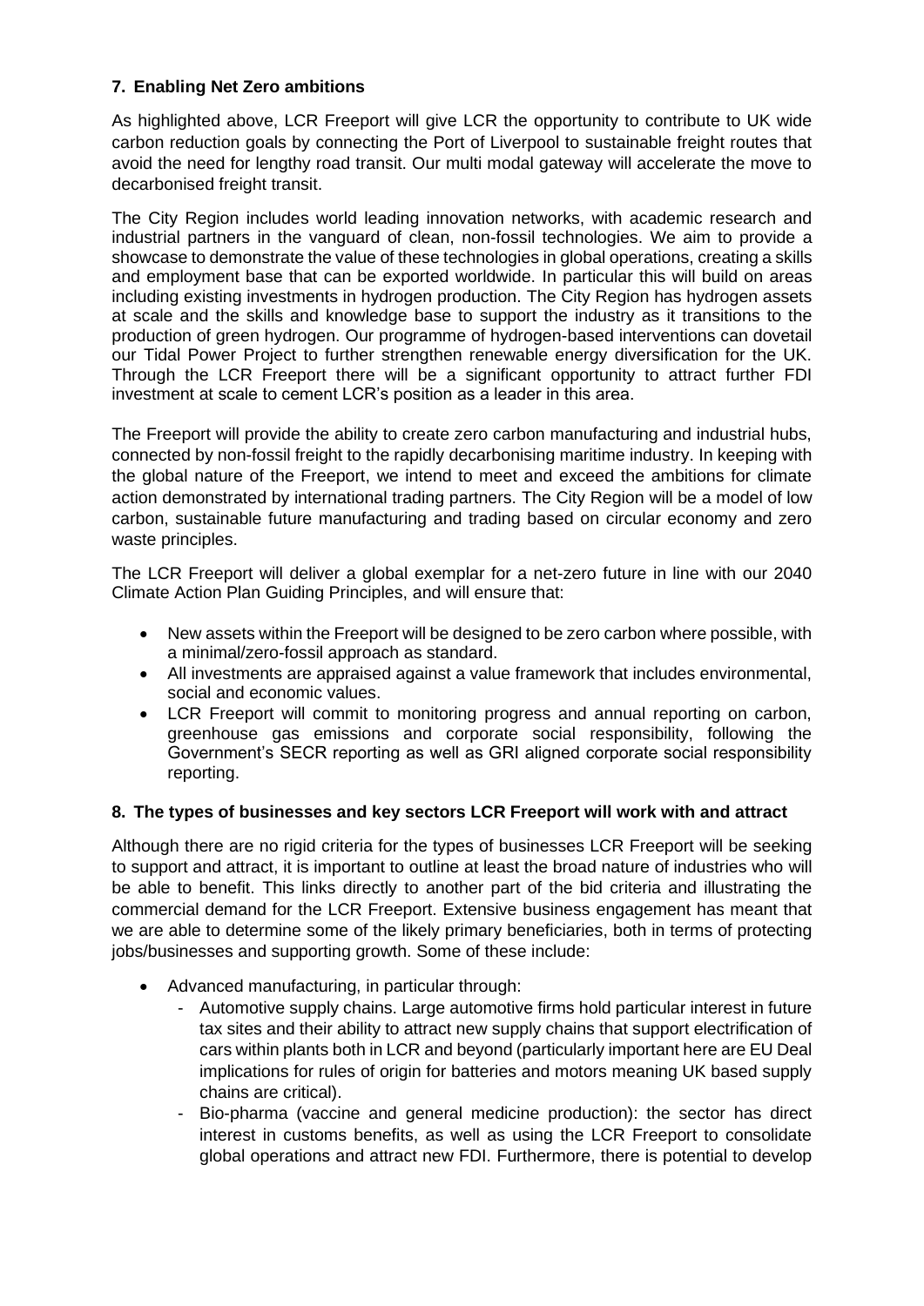## 7. Enabling Net Zero ambitions

As highlighted above, LCR Freeport will give LCR the opportunity to contribute to UK wide carbon reduction goals by connecting the Port of Liverpool to sustainable freight routes that avoid the need for lengthy road transit. Our multi modal gateway will accelerate the move to decarbonised freight transit.

The City Region includes world leading innovation networks, with academic research and industrial partners in the vanguard of clean, non-fossil technologies. We aim to provide a showcase to demonstrate the value of these technologies in global operations, creating a skills and employment base that can be exported worldwide. In particular this will build on areas including existing investments in hydrogen production. The City Region has hydrogen assets at scale and the skills and knowledge base to support the industry as it transitions to the production of green hydrogen. Our programme of hydrogen-based interventions can dovetail our Tidal Power Project to further strengthen renewable energy diversification for the UK. Through the LCR Freeport there will be a significant opportunity to attract further FDI investment at scale to cement LCR's position as a leader in this area.

The Freeport will provide the ability to create zero carbon manufacturing and industrial hubs, connected by non-fossil freight to the rapidly decarbonising maritime industry. In keeping with the global nature of the Freeport, we intend to meet and exceed the ambitions for climate action demonstrated by international trading partners. The City Region will be a model of low carbon, sustainable future manufacturing and trading based on circular economy and zero waste principles.

The LCR Freeport will deliver a global exemplar for a net-zero future in line with our 2040 Climate Action Plan Guiding Principles, and will ensure that:

- New assets within the Freeport will be designed to be zero carbon where possible, with a minimal/zero-fossil approach as standard.
- All investments are appraised against a value framework that includes environmental, social and economic values.
- LCR Freeport will commit to monitoring progress and annual reporting on carbon, greenhouse gas emissions and corporate social responsibility, following the Government's SECR reporting as well as GRI aligned corporate social responsibility reporting.

## 8. The types of businesses and key sectors LCR Freeport will work with and attract

Although there are no rigid criteria for the types of businesses LCR Freeport will be seeking to support and attract, it is important to outline at least the broad nature of industries who will be able to benefit. This links directly to another part of the bid criteria and illustrating the commercial demand for the LCR Freeport. Extensive business engagement has meant that we are able to determine some of the likely primary beneficiaries, both in terms of protecting jobs/businesses and supporting growth. Some of these include:

- Advanced manufacturing, in particular through:
    - Automotive supply chains. Large automotive firms hold particular interest in future tax sites and their ability to attract new supply chains that support electrification of cars within plants both in LCR and beyond (particularly important here are EU Deal implications for rules of origin for batteries and motors meaning UK based supply chains are critical).
    - Bio-pharma (vaccine and general medicine production): the sector has direct interest in customs benefits, as well as using the LCR Freeport to consolidate global operations and attract new FDI. Furthermore, there is potential to develop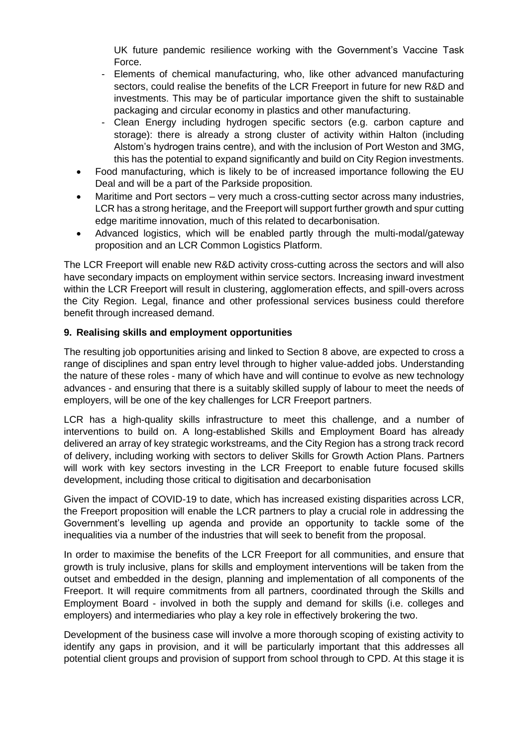UK future pandemic resilience working with the Government's Vaccine Task Force.
  - Elements of chemical manufacturing, who, like other advanced manufacturing sectors, could realise the benefits of the LCR Freeport in future for new R&D and investments. This may be of particular importance given the shift to sustainable packaging and circular economy in plastics and other manufacturing.
  - Clean Energy including hydrogen specific sectors (e.g. carbon capture and storage): there is already a strong cluster of activity within Halton (including Alstom's hydrogen trains centre), and with the inclusion of Port Weston and 3MG, this has the potential to expand significantly and build on City Region investments.
- Food manufacturing, which is likely to be of increased importance following the EU Deal and will be a part of the Parkside proposition.
- Maritime and Port sectors – very much a cross-cutting sector across many industries, LCR has a strong heritage, and the Freeport will support further growth and spur cutting edge maritime innovation, much of this related to decarbonisation.
- Advanced logistics, which will be enabled partly through the multi-modal/gateway proposition and an LCR Common Logistics Platform.

The LCR Freeport will enable new R&D activity cross-cutting across the sectors and will also have secondary impacts on employment within service sectors. Increasing inward investment within the LCR Freeport will result in clustering, agglomeration effects, and spill-overs across the City Region. Legal, finance and other professional services business could therefore benefit through increased demand.

## 9. Realising skills and employment opportunities

The resulting job opportunities arising and linked to Section 8 above, are expected to cross a range of disciplines and span entry level through to higher value-added jobs. Understanding the nature of these roles - many of which have and will continue to evolve as new technology advances - and ensuring that there is a suitably skilled supply of labour to meet the needs of employers, will be one of the key challenges for LCR Freeport partners.

LCR has a high-quality skills infrastructure to meet this challenge, and a number of interventions to build on. A long-established Skills and Employment Board has already delivered an array of key strategic workstreams, and the City Region has a strong track record of delivery, including working with sectors to deliver Skills for Growth Action Plans. Partners will work with key sectors investing in the LCR Freeport to enable future focused skills development, including those critical to digitisation and decarbonisation

Given the impact of COVID-19 to date, which has increased existing disparities across LCR, the Freeport proposition will enable the LCR partners to play a crucial role in addressing the Government's levelling up agenda and provide an opportunity to tackle some of the inequalities via a number of the industries that will seek to benefit from the proposal.

In order to maximise the benefits of the LCR Freeport for all communities, and ensure that growth is truly inclusive, plans for skills and employment interventions will be taken from the outset and embedded in the design, planning and implementation of all components of the Freeport. It will require commitments from all partners, coordinated through the Skills and Employment Board - involved in both the supply and demand for skills (i.e. colleges and employers) and intermediaries who play a key role in effectively brokering the two.

Development of the business case will involve a more thorough scoping of existing activity to identify any gaps in provision, and it will be particularly important that this addresses all potential client groups and provision of support from school through to CPD. At this stage it is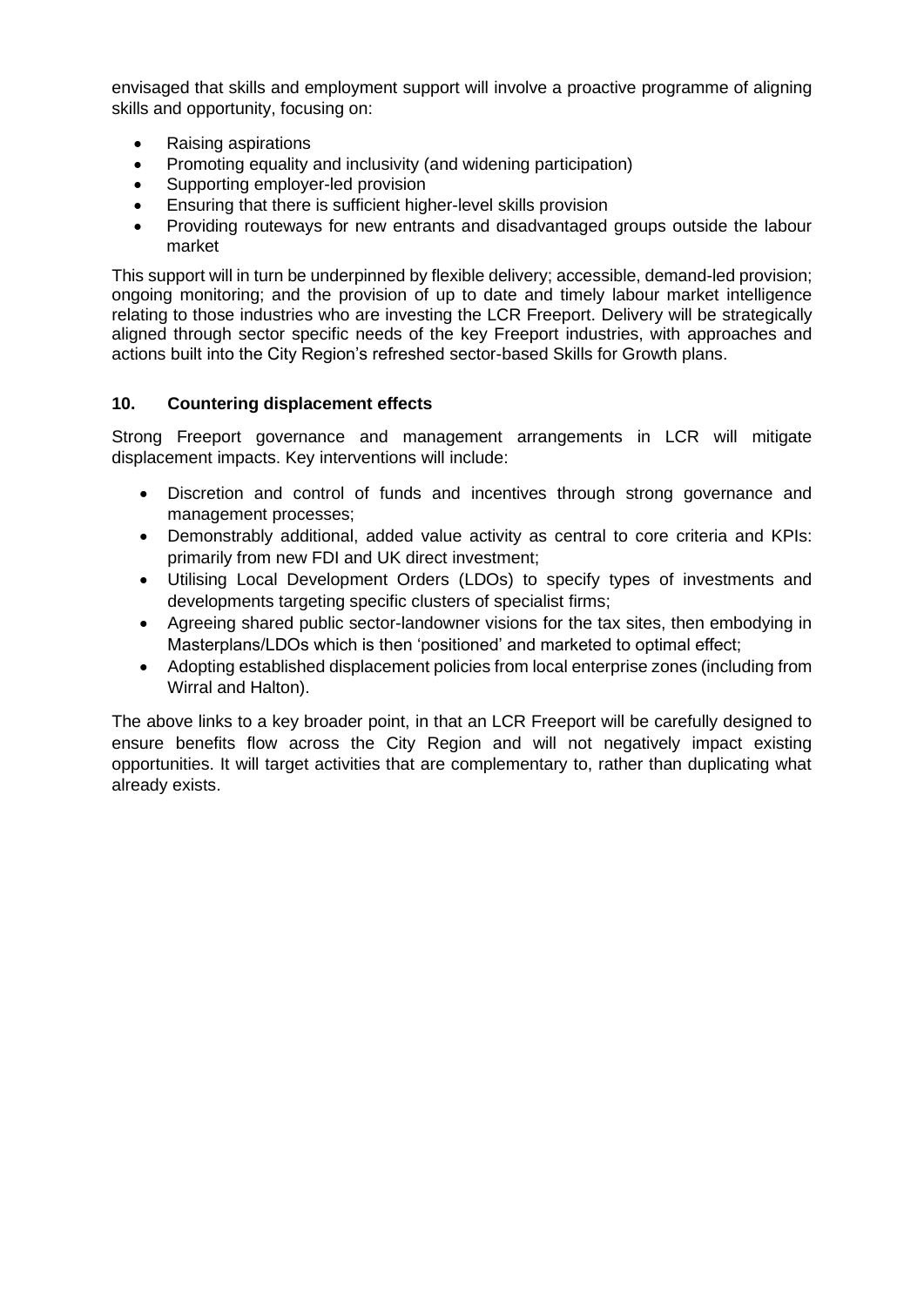envisaged that skills and employment support will involve a proactive programme of aligning skills and opportunity, focusing on:

- Raising aspirations
- Promoting equality and inclusivity (and widening participation)
- Supporting employer-led provision
- Ensuring that there is sufficient higher-level skills provision
- Providing routeways for new entrants and disadvantaged groups outside the labour market

This support will in turn be underpinned by flexible delivery; accessible, demand-led provision; ongoing monitoring; and the provision of up to date and timely labour market intelligence relating to those industries who are investing the LCR Freeport. Delivery will be strategically aligned through sector specific needs of the key Freeport industries, with approaches and actions built into the City Region's refreshed sector-based Skills for Growth plans.

## 10. Countering displacement effects

Strong Freeport governance and management arrangements in LCR will mitigate displacement impacts. Key interventions will include:

- Discretion and control of funds and incentives through strong governance and management processes;
- Demonstrably additional, added value activity as central to core criteria and KPIs: primarily from new FDI and UK direct investment;
- Utilising Local Development Orders (LDOs) to specify types of investments and developments targeting specific clusters of specialist firms;
- Agreeing shared public sector-landowner visions for the tax sites, then embodying in Masterplans/LDOs which is then 'positioned' and marketed to optimal effect;
- Adopting established displacement policies from local enterprise zones (including from Wirral and Halton).

The above links to a key broader point, in that an LCR Freeport will be carefully designed to ensure benefits flow across the City Region and will not negatively impact existing opportunities. It will target activities that are complementary to, rather than duplicating what already exists.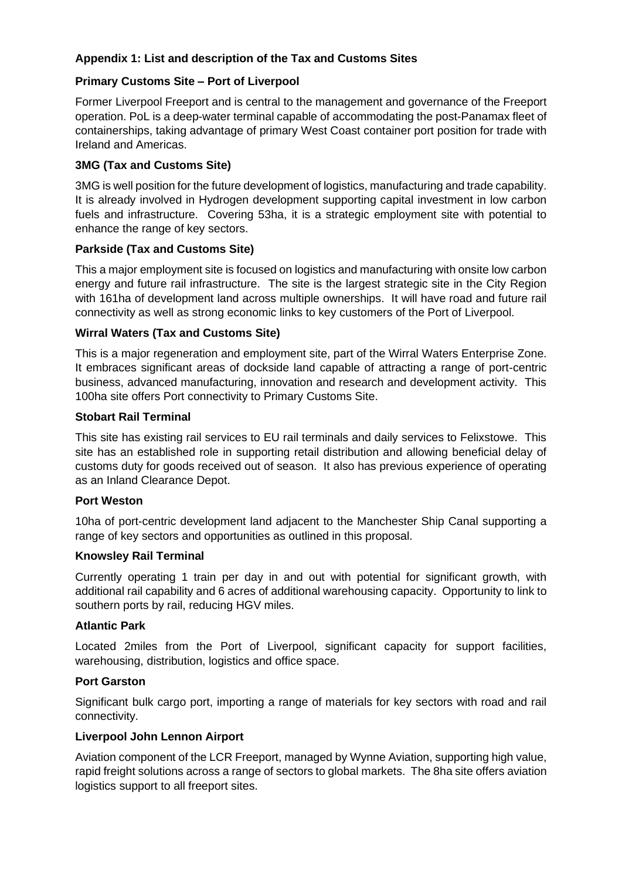## Appendix 1: List and description of the Tax and Customs Sites

### Primary Customs Site – Port of Liverpool

Former Liverpool Freeport and is central to the management and governance of the Freeport operation. PoL is a deep-water terminal capable of accommodating the post-Panamax fleet of containerships, taking advantage of primary West Coast container port position for trade with Ireland and Americas.

### 3MG (Tax and Customs Site)

3MG is well position for the future development of logistics, manufacturing and trade capability. It is already involved in Hydrogen development supporting capital investment in low carbon fuels and infrastructure. Covering 53ha, it is a strategic employment site with potential to enhance the range of key sectors.

### Parkside (Tax and Customs Site)

This a major employment site is focused on logistics and manufacturing with onsite low carbon energy and future rail infrastructure. The site is the largest strategic site in the City Region with 161ha of development land across multiple ownerships. It will have road and future rail connectivity as well as strong economic links to key customers of the Port of Liverpool.

### Wirral Waters (Tax and Customs Site)

This is a major regeneration and employment site, part of the Wirral Waters Enterprise Zone. It embraces significant areas of dockside land capable of attracting a range of port-centric business, advanced manufacturing, innovation and research and development activity. This 100ha site offers Port connectivity to Primary Customs Site.

### Stobart Rail Terminal

This site has existing rail services to EU rail terminals and daily services to Felixstowe. This site has an established role in supporting retail distribution and allowing beneficial delay of customs duty for goods received out of season. It also has previous experience of operating as an Inland Clearance Depot.

### Port Weston

10ha of port-centric development land adjacent to the Manchester Ship Canal supporting a range of key sectors and opportunities as outlined in this proposal.

### Knowsley Rail Terminal

Currently operating 1 train per day in and out with potential for significant growth, with additional rail capability and 6 acres of additional warehousing capacity. Opportunity to link to southern ports by rail, reducing HGV miles.

### Atlantic Park

Located 2miles from the Port of Liverpool, significant capacity for support facilities, warehousing, distribution, logistics and office space.

### Port Garston

Significant bulk cargo port, importing a range of materials for key sectors with road and rail connectivity.

### Liverpool John Lennon Airport

Aviation component of the LCR Freeport, managed by Wynne Aviation, supporting high value, rapid freight solutions across a range of sectors to global markets. The 8ha site offers aviation logistics support to all freeport sites.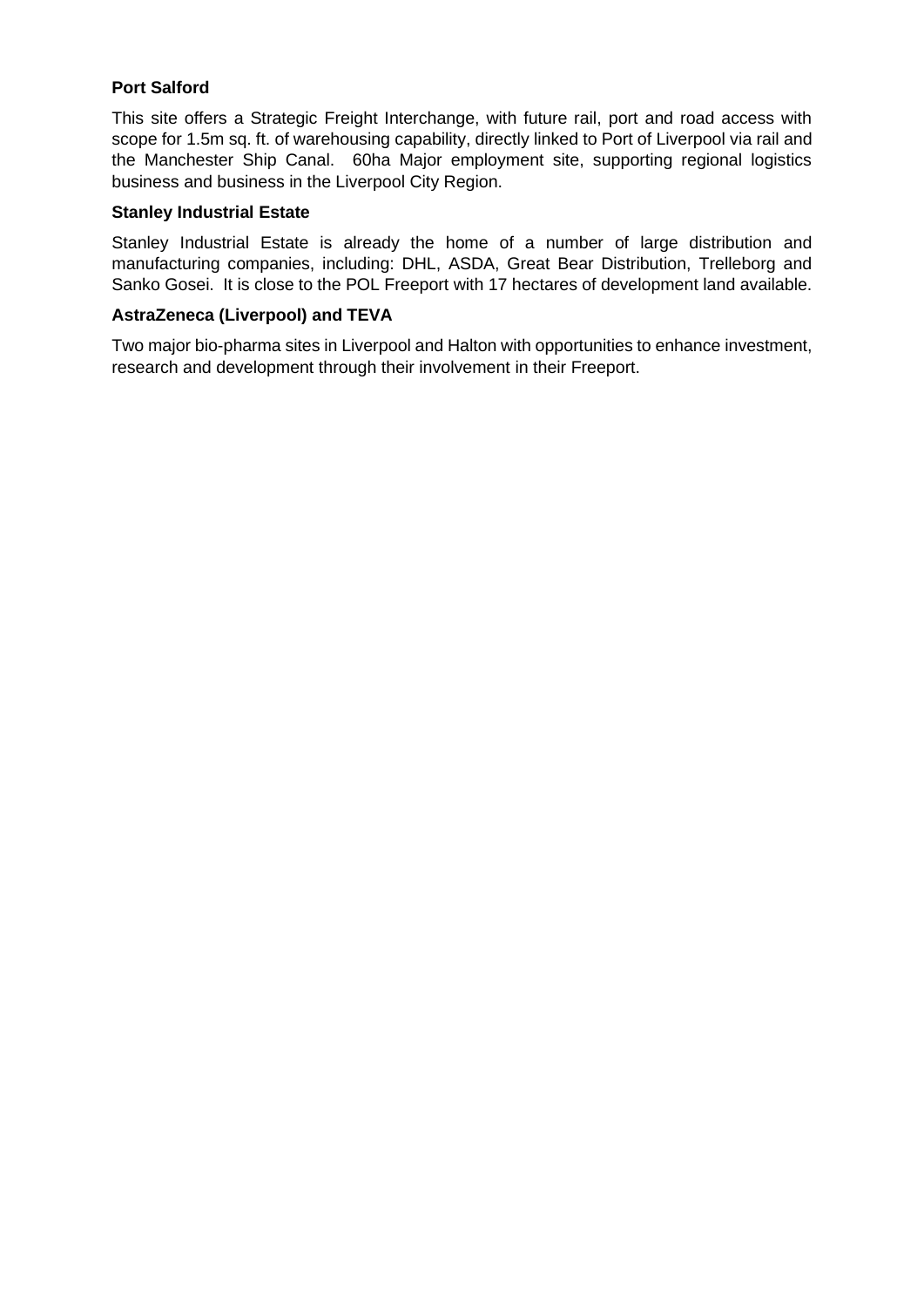**Port Salford**

This site offers a Strategic Freight Interchange, with future rail, port and road access with scope for 1.5m sq. ft. of warehousing capability, directly linked to Port of Liverpool via rail and the Manchester Ship Canal. 60ha Major employment site, supporting regional logistics business and business in the Liverpool City Region.

**Stanley Industrial Estate**

Stanley Industrial Estate is already the home of a number of large distribution and manufacturing companies, including: DHL, ASDA, Great Bear Distribution, Trelleborg and Sanko Gosei. It is close to the POL Freeport with 17 hectares of development land available.

**AstraZeneca (Liverpool) and TEVA**

Two major bio-pharma sites in Liverpool and Halton with opportunities to enhance investment, research and development through their involvement in their Freeport.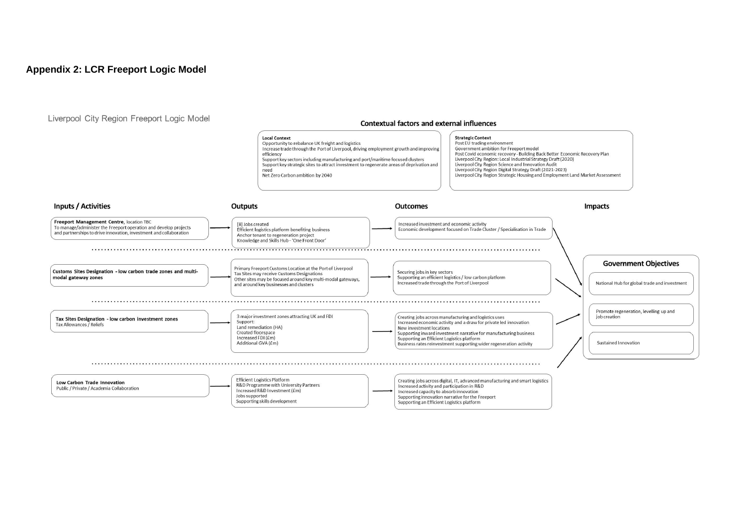## Appendix 2: LCR Freeport Logic Model

### Liverpool City Region Freeport Logic Model

#### Contextual factors and external influences

**Local Context**
Opportunity to rebalance UK freight and logistics
Increase trade through the Port of Liverpool, driving employment growth and improving efficiency
Support key sectors including manufacturing and port/maritime focused clusters
Support key strategic sites to attract investment to regenerate areas of deprivation and need
Net Zero Carbon ambition by 2040

**Strategic Context**
Post EU trading environment
Government ambition for Freeport model
Post Covid economic recovery - Building Back Better Economic Recovery Plan
Liverpool City Region: Local Industrial Strategy Draft (2020)
Liverpool City Region Science and Innovation Audit
Liverpool City Region Digital Strategy Draft (2021-2023)
Liverpool City Region Strategic Housing and Employment Land Market Assessment

| Inputs / Activities | Outputs | Outcomes |
|---|---|---|
| **Freeport Management Centre,** location TBC<br>To manage/administer the Freeport operation and develop projects and partnerships to drive innovation, investment and collaboration | [8] Jobs created<br>Efficient logistics platform benefiting business<br>Anchor tenant to regeneration project<br>Knowledge and Skills Hub - 'One Front Door' | Increased investment and economic activity<br>Economic development focused on Trade Cluster / Specialisation in Trade |
| **Customs Sites Designation - low carbon trade zones and multi-modal gateway zones** | Primary Freeport Customs Location at the Port of Liverpool<br>Tax Sites may receive Customs Designations<br>Other sites may be focused around key multi-modal gateways, and around key businesses and clusters | Securing jobs in key sectors<br>Supporting an efficient logistics / low carbon platform<br>Increased trade through the Port of Liverpool |
| **Tax Sites Designation - low carbon investment zones**<br>Tax Allowances / Reliefs | 3 major investment zones attracting UK and FDI<br>Support:<br>Land remediation (HA)<br>Created floorspace<br>Increased FDI (£m)<br>Additional GVA (£m) | Creating jobs across manufacturing and logistics uses<br>Increased economic activity and a draw for private led innovation<br>New investment locations<br>Supporting inward investment narrative for manufacturing business<br>Supporting an Efficient Logistics platform<br>Business rates reinvestment supporting wider regeneration activity |
| **Low Carbon Trade Innovation**<br>Public / Private / Academia Collaboration | Efficient Logistics Platform<br>R&D Programme with University Partners<br>Increased R&D Investment (£m)<br>Jobs supported<br>Supporting skills development | Creating jobs across digital, IT, advanced manufacturing and smart logistics<br>Increased activity and participation in R&D<br>Increased capacity to absorb innovation<br>Supporting innovation narrative for the Freeport<br>Supporting an Efficient Logistics platform |

#### Impacts

**Government Objectives**
- National Hub for global trade and investment
- Promote regeneration, levelling up and job creation
- Sustained Innovation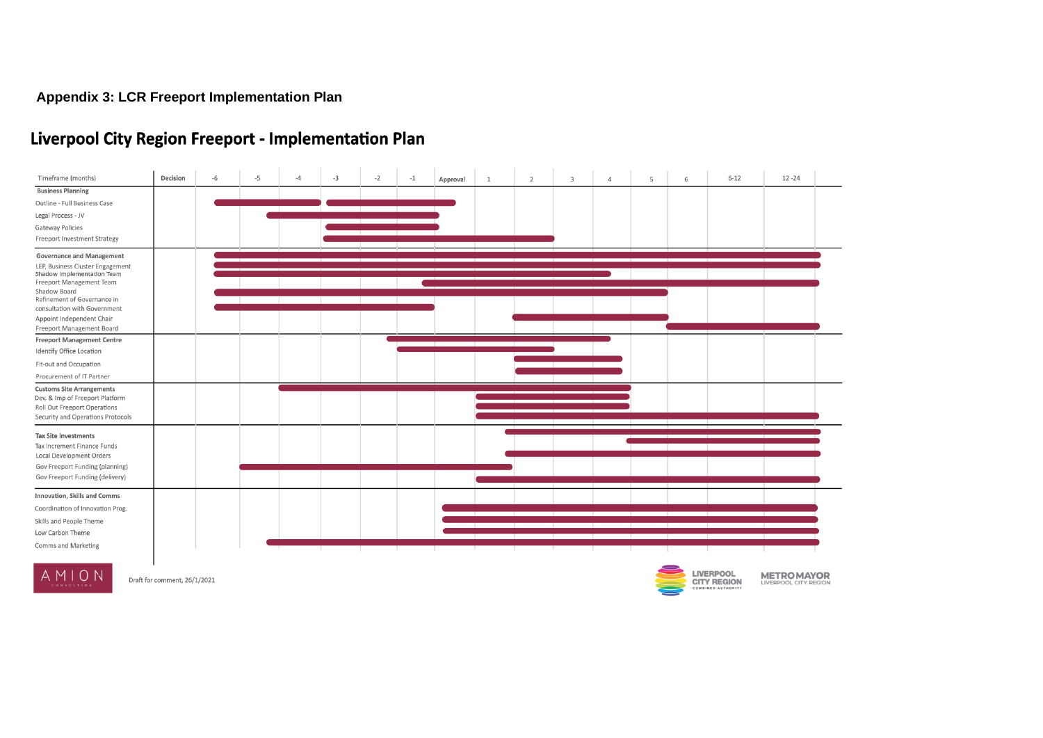**Appendix 3: LCR Freeport Implementation Plan**

# Liverpool City Region Freeport - Implementation Plan

| Timeframe (months) | Decision | -6 | -5 | -4 | -3 | -2 | -1 | Approval | 1 | 2 | 3 | 4 | 5 | 6 | 6-12 | 12 -24 |
|---|---|---|---|---|---|---|---|---|---|---|---|---|---|---|---|---|
| **Business Planning** | | | | | | | | | | | | | | | | |
| Outline - Full Business Case | | | | | | | | | | | | | | | | |
| Legal Process - JV | | | | | | | | | | | | | | | | |
| Gateway Policies | | | | | | | | | | | | | | | | |
| Freeport Investment Strategy | | | | | | | | | | | | | | | | |
| **Governance and Management** | | | | | | | | | | | | | | | | |
| LEP, Business Cluster Engagement | | | | | | | | | | | | | | | | |
| Shadow Implementation Team | | | | | | | | | | | | | | | | |
| Freeport Management Team | | | | | | | | | | | | | | | | |
| Shadow Board | | | | | | | | | | | | | | | | |
| Refinement of Governance in consultation with Government | | | | | | | | | | | | | | | | |
| Appoint Independent Chair | | | | | | | | | | | | | | | | |
| Freeport Management Board | | | | | | | | | | | | | | | | |
| **Freeport Management Centre** | | | | | | | | | | | | | | | | |
| Identify Office Location | | | | | | | | | | | | | | | | |
| Fit-out and Occupation | | | | | | | | | | | | | | | | |
| Procurement of IT Partner | | | | | | | | | | | | | | | | |
| **Customs Site Arrangements** | | | | | | | | | | | | | | | | |
| Dev. & Imp of Freeport Platform | | | | | | | | | | | | | | | | |
| Roll Out Freeport Operations | | | | | | | | | | | | | | | | |
| Security and Operations Protocols | | | | | | | | | | | | | | | | |
| **Tax Site Investments** | | | | | | | | | | | | | | | | |
| Tax Increment Finance Funds | | | | | | | | | | | | | | | | |
| Local Development Orders | | | | | | | | | | | | | | | | |
| Gov Freeport Funding (planning) | | | | | | | | | | | | | | | | |
| Gov Freeport Funding (delivery) | | | | | | | | | | | | | | | | |
| **Innovation, Skills and Comms** | | | | | | | | | | | | | | | | |
| Coordination of Innovation Prog. | | | | | | | | | | | | | | | | |
| Skills and People Theme | | | | | | | | | | | | | | | | |
| Low Carbon Theme | | | | | | | | | | | | | | | | |
| Comms and Marketing | | | | | | | | | | | | | | | | |

AMION CONSULTING

Draft for comment, 26/1/2021

LIVERPOOL CITY REGION COMBINED AUTHORITY

METRO MAYOR LIVERPOOL CITY REGION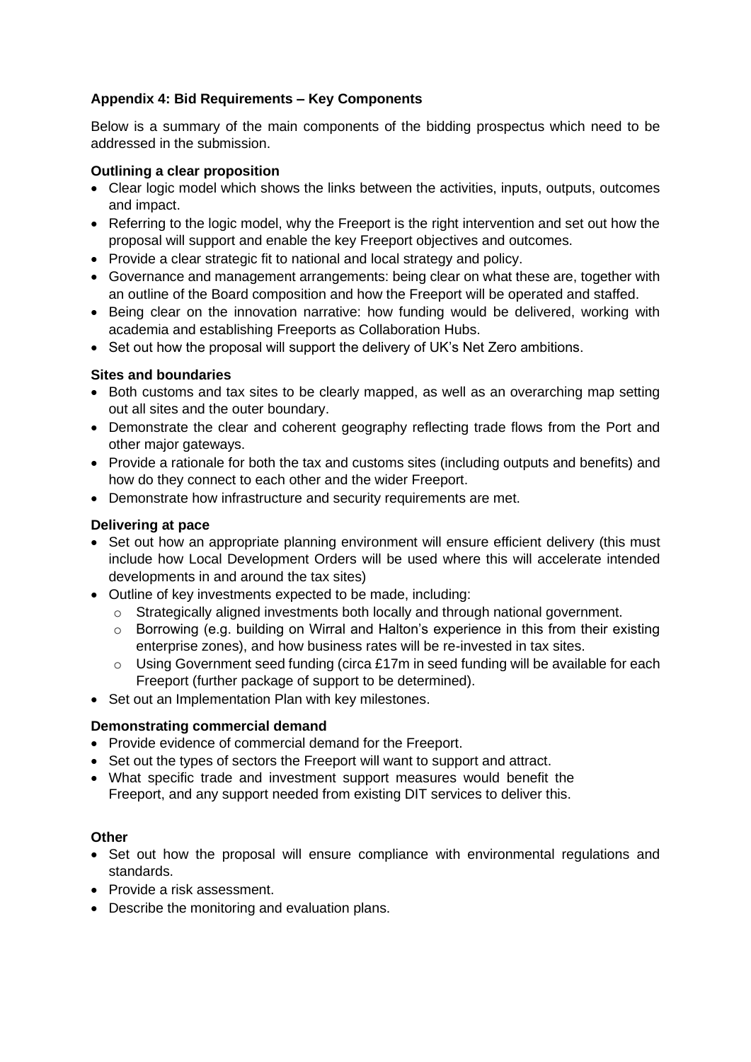**Appendix 4: Bid Requirements – Key Components**

Below is a summary of the main components of the bidding prospectus which need to be addressed in the submission.

**Outlining a clear proposition**

- Clear logic model which shows the links between the activities, inputs, outputs, outcomes and impact.
- Referring to the logic model, why the Freeport is the right intervention and set out how the proposal will support and enable the key Freeport objectives and outcomes.
- Provide a clear strategic fit to national and local strategy and policy.
- Governance and management arrangements: being clear on what these are, together with an outline of the Board composition and how the Freeport will be operated and staffed.
- Being clear on the innovation narrative: how funding would be delivered, working with academia and establishing Freeports as Collaboration Hubs.
- Set out how the proposal will support the delivery of UK's Net Zero ambitions.

**Sites and boundaries**

- Both customs and tax sites to be clearly mapped, as well as an overarching map setting out all sites and the outer boundary.
- Demonstrate the clear and coherent geography reflecting trade flows from the Port and other major gateways.
- Provide a rationale for both the tax and customs sites (including outputs and benefits) and how do they connect to each other and the wider Freeport.
- Demonstrate how infrastructure and security requirements are met.

**Delivering at pace**

- Set out how an appropriate planning environment will ensure efficient delivery (this must include how Local Development Orders will be used where this will accelerate intended developments in and around the tax sites)
- Outline of key investments expected to be made, including:
  - Strategically aligned investments both locally and through national government.
  - Borrowing (e.g. building on Wirral and Halton's experience in this from their existing enterprise zones), and how business rates will be re-invested in tax sites.
  - Using Government seed funding (circa £17m in seed funding will be available for each Freeport (further package of support to be determined).
- Set out an Implementation Plan with key milestones.

**Demonstrating commercial demand**

- Provide evidence of commercial demand for the Freeport.
- Set out the types of sectors the Freeport will want to support and attract.
- What specific trade and investment support measures would benefit the Freeport, and any support needed from existing DIT services to deliver this.

**Other**

- Set out how the proposal will ensure compliance with environmental regulations and standards.
- Provide a risk assessment.
- Describe the monitoring and evaluation plans.